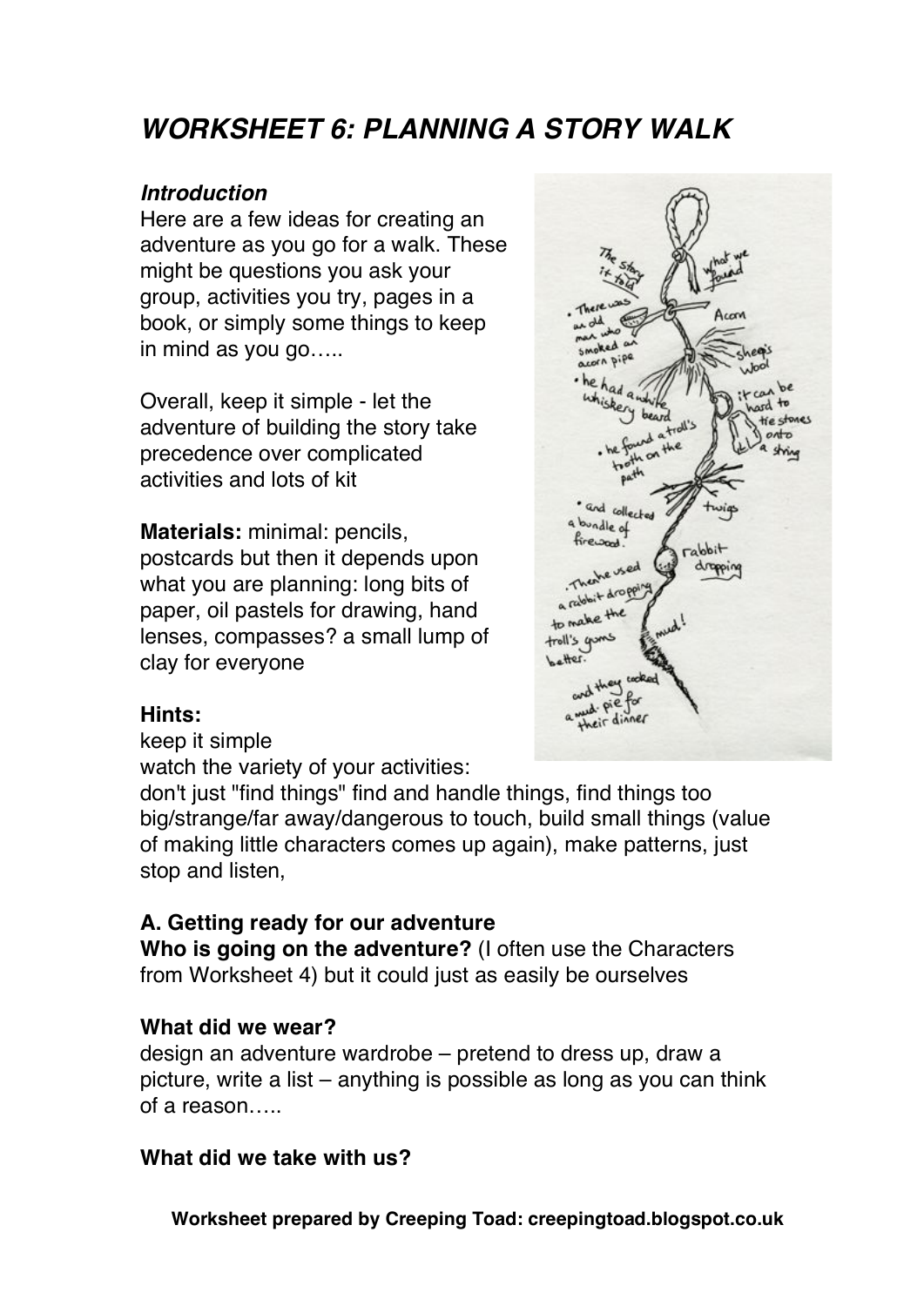# *WORKSHEET 6: PLANNING A STORY WALK*

### *Introduction*

Here are a few ideas for creating an adventure as you go for a walk. These might be questions you ask your group, activities you try, pages in a book, or simply some things to keep in mind as you go…..

Overall, keep it simple - let the adventure of building the story take precedence over complicated activities and lots of kit

**Materials:** minimal: pencils, postcards but then it depends upon what you are planning: long bits of paper, oil pastels for drawing, hand lenses, compasses? a small lump of clay for everyone

**Hints:**

keep it simple

watch the variety of your activities:

don't just "find things" find and handle things, find things too big/strange/far away/dangerous to touch, build small things (value of making little characters comes up again), make patterns, just stop and listen,

### A. Getting ready for our adventure

**Who is going on the adventure?** (I often use the Characters from Worksheet 4) but it could just as easily be ourselves

**What did we wear?**

design an adventure wardrobe – pretend to dress up, draw a picture, write a list – anything is possible as long as you can think of a reason…..

**What did we take with us?**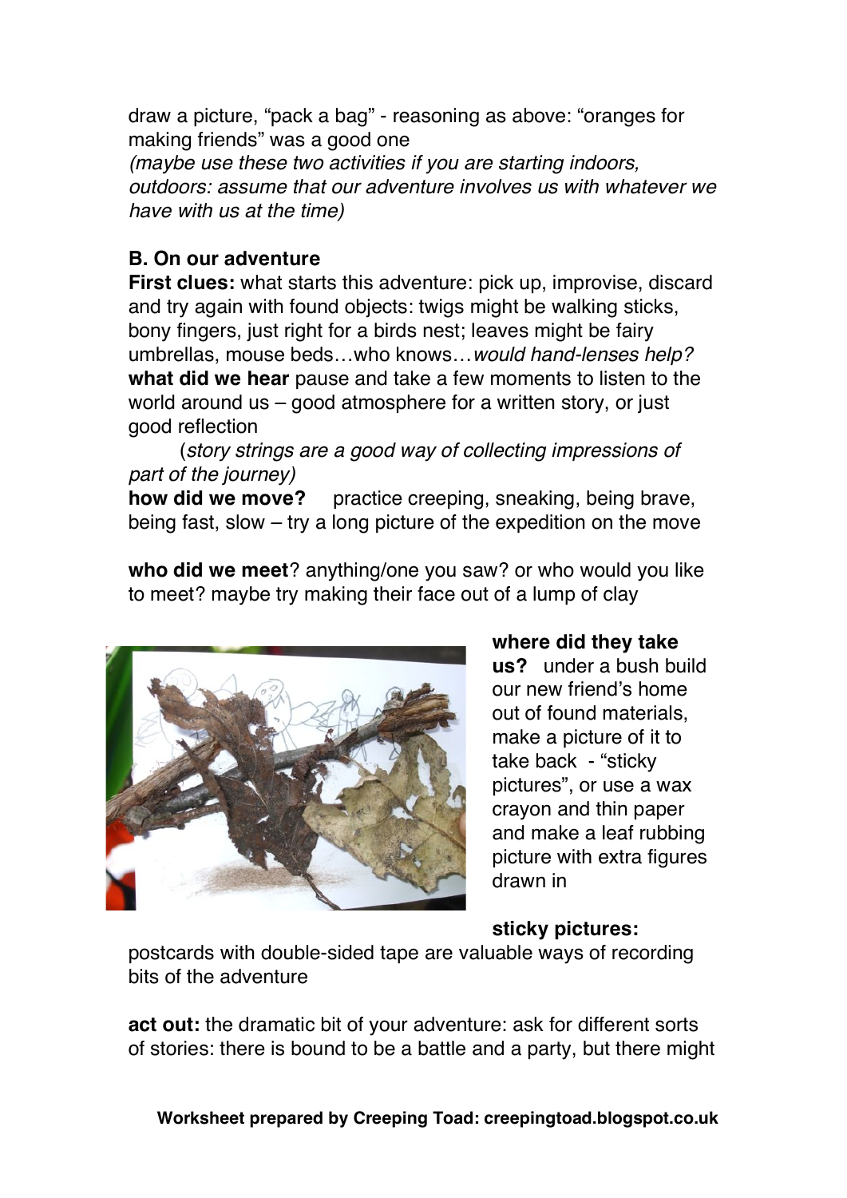draw a picture, "pack a bag" - reasoning as above: "oranges for making friends" was a good one
*(maybe use these two activities if you are starting indoors, outdoors: assume that our adventure involves us with whatever we have with us at the time)*

**B. On our adventure**

**First clues:** what starts this adventure: pick up, improvise, discard and try again with found objects: twigs might be walking sticks, bony fingers, just right for a birds nest; leaves might be fairy umbrellas, mouse beds…who knows…*would hand-lenses help?*

**what did we hear** pause and take a few moments to listen to the world around us – good atmosphere for a written story, or just good reflection

(*story strings are a good way of collecting impressions of part of the journey)*

**how did we move?** practice creeping, sneaking, being brave, being fast, slow – try a long picture of the expedition on the move

**who did we meet**? anything/one you saw? or who would you like to meet? maybe try making their face out of a lump of clay

**where did they take us?** under a bush build our new friend's home out of found materials, make a picture of it to take back - "sticky pictures", or use a wax crayon and thin paper and make a leaf rubbing picture with extra figures drawn in

**sticky pictures:** postcards with double-sided tape are valuable ways of recording bits of the adventure

**act out:** the dramatic bit of your adventure: ask for different sorts of stories: there is bound to be a battle and a party, but there might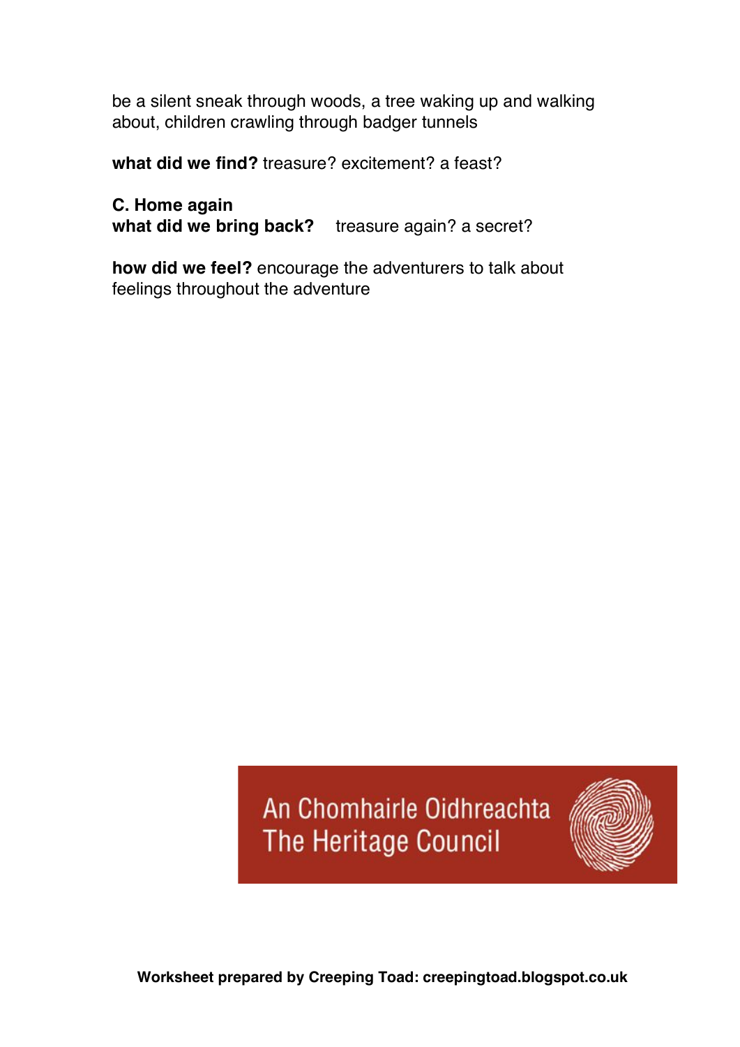be a silent sneak through woods, a tree waking up and walking about, children crawling through badger tunnels

**what did we find?** treasure? excitement? a feast?

**C. Home again**
**what did we bring back?** treasure again? a secret?

**how did we feel?** encourage the adventurers to talk about feelings throughout the adventure

An Chomhairle Oidhreachta
The Heritage Council

**Worksheet prepared by Creeping Toad: creepingtoad.blogspot.co.uk**